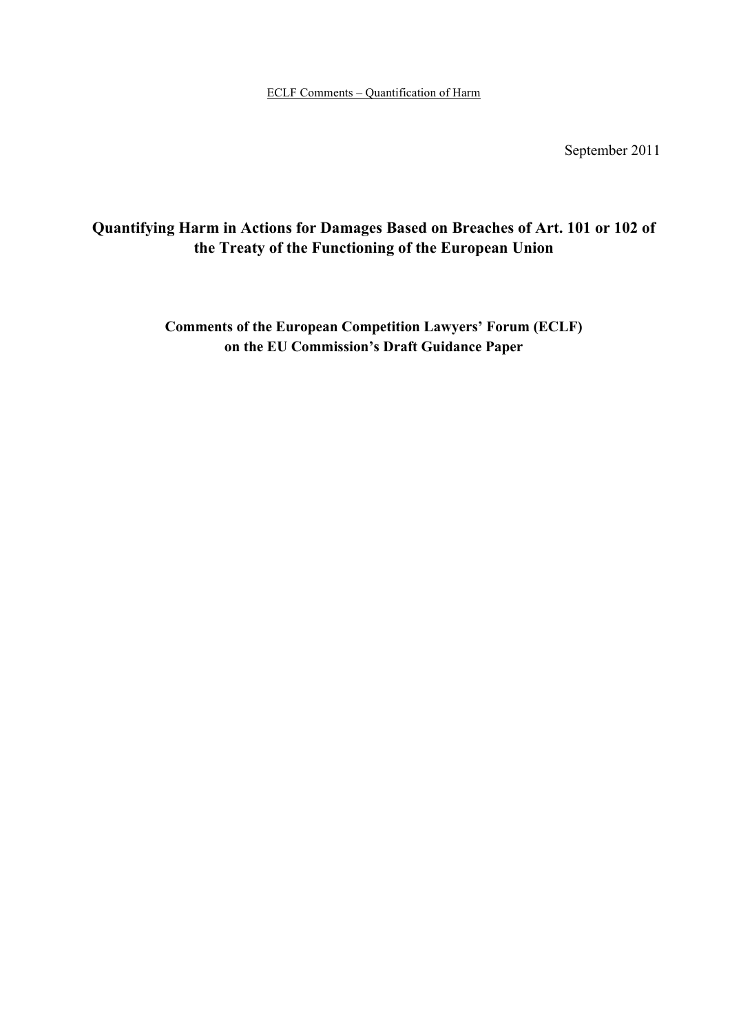ECLF Comments – Quantification of Harm

September 2011

# Quantifying Harm in Actions for Damages Based on Breaches of Art. 101 or 102 of the Treaty of the Functioning of the European Union

**Comments of the European Competition Lawyers' Forum (ECLF) on the EU Commission's Draft Guidance Paper**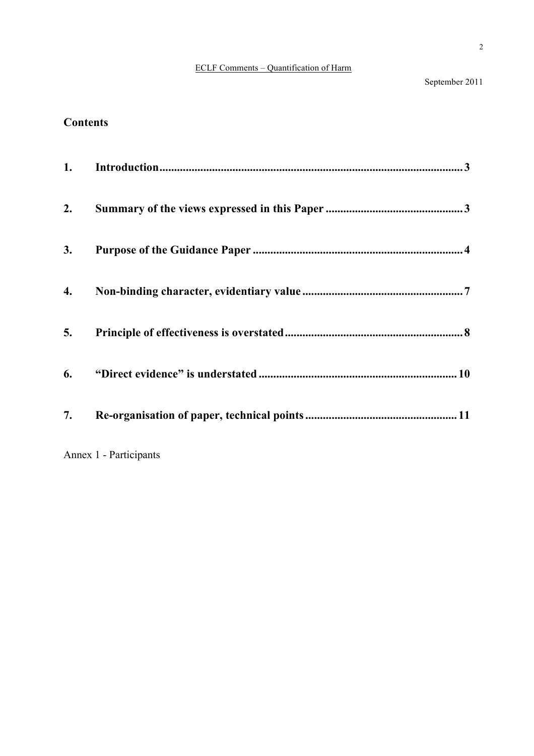## Contents

| | | |
|---|---|---|
| **1.** | **Introduction** | **3** |
| **2.** | **Summary of the views expressed in this Paper** | **3** |
| **3.** | **Purpose of the Guidance Paper** | **4** |
| **4.** | **Non-binding character, evidentiary value** | **7** |
| **5.** | **Principle of effectiveness is overstated** | **8** |
| **6.** | **"Direct evidence" is understated** | **10** |
| **7.** | **Re-organisation of paper, technical points** | **11** |

Annex 1 - Participants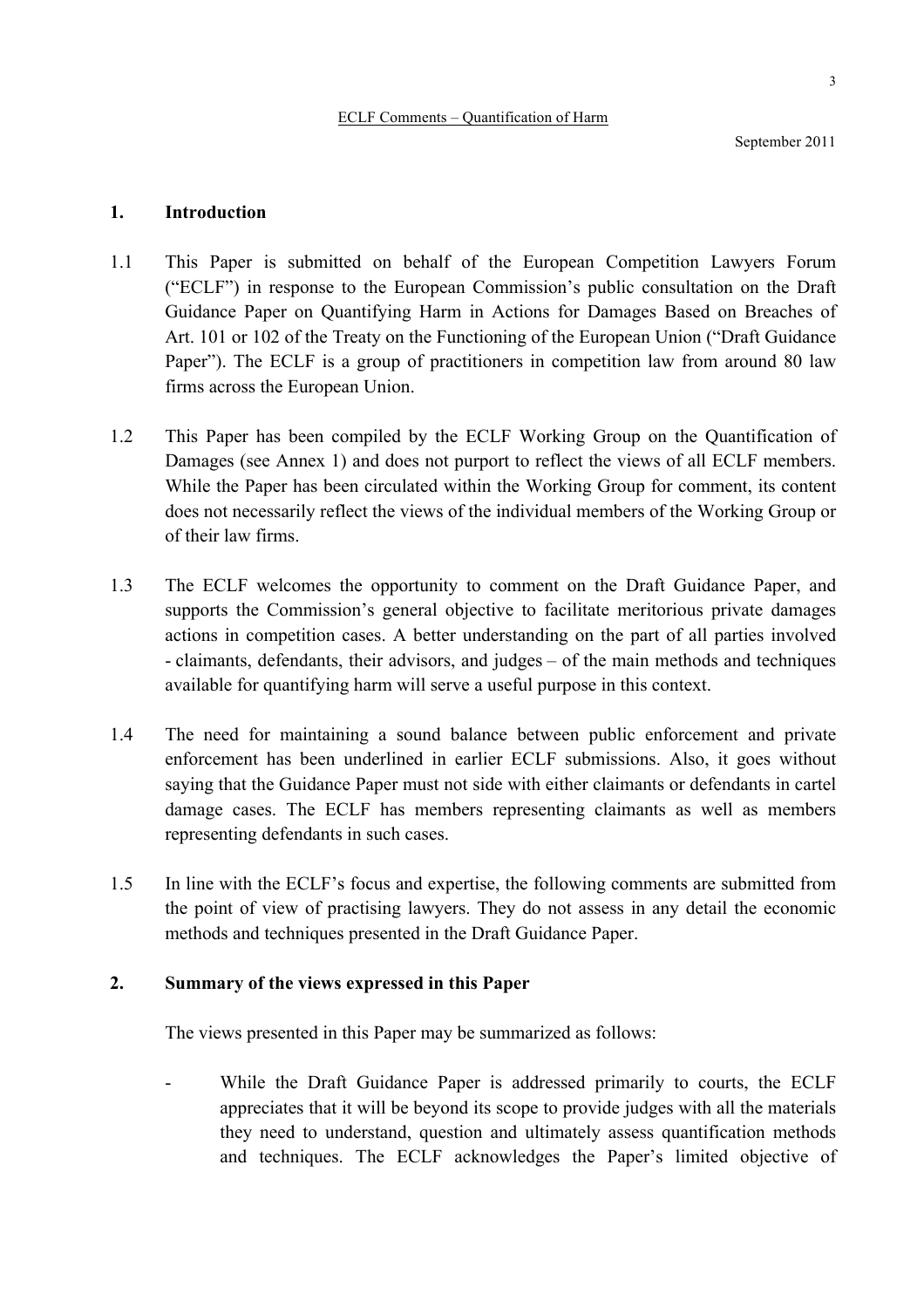ECLF Comments – Quantification of Harm

September 2011

## 1. Introduction

1.1 This Paper is submitted on behalf of the European Competition Lawyers Forum ("ECLF") in response to the European Commission's public consultation on the Draft Guidance Paper on Quantifying Harm in Actions for Damages Based on Breaches of Art. 101 or 102 of the Treaty on the Functioning of the European Union ("Draft Guidance Paper"). The ECLF is a group of practitioners in competition law from around 80 law firms across the European Union.

1.2 This Paper has been compiled by the ECLF Working Group on the Quantification of Damages (see Annex 1) and does not purport to reflect the views of all ECLF members. While the Paper has been circulated within the Working Group for comment, its content does not necessarily reflect the views of the individual members of the Working Group or of their law firms.

1.3 The ECLF welcomes the opportunity to comment on the Draft Guidance Paper, and supports the Commission's general objective to facilitate meritorious private damages actions in competition cases. A better understanding on the part of all parties involved - claimants, defendants, their advisors, and judges – of the main methods and techniques available for quantifying harm will serve a useful purpose in this context.

1.4 The need for maintaining a sound balance between public enforcement and private enforcement has been underlined in earlier ECLF submissions. Also, it goes without saying that the Guidance Paper must not side with either claimants or defendants in cartel damage cases. The ECLF has members representing claimants as well as members representing defendants in such cases.

1.5 In line with the ECLF's focus and expertise, the following comments are submitted from the point of view of practising lawyers. They do not assess in any detail the economic methods and techniques presented in the Draft Guidance Paper.

## 2. Summary of the views expressed in this Paper

The views presented in this Paper may be summarized as follows:

- While the Draft Guidance Paper is addressed primarily to courts, the ECLF appreciates that it will be beyond its scope to provide judges with all the materials they need to understand, question and ultimately assess quantification methods and techniques. The ECLF acknowledges the Paper's limited objective of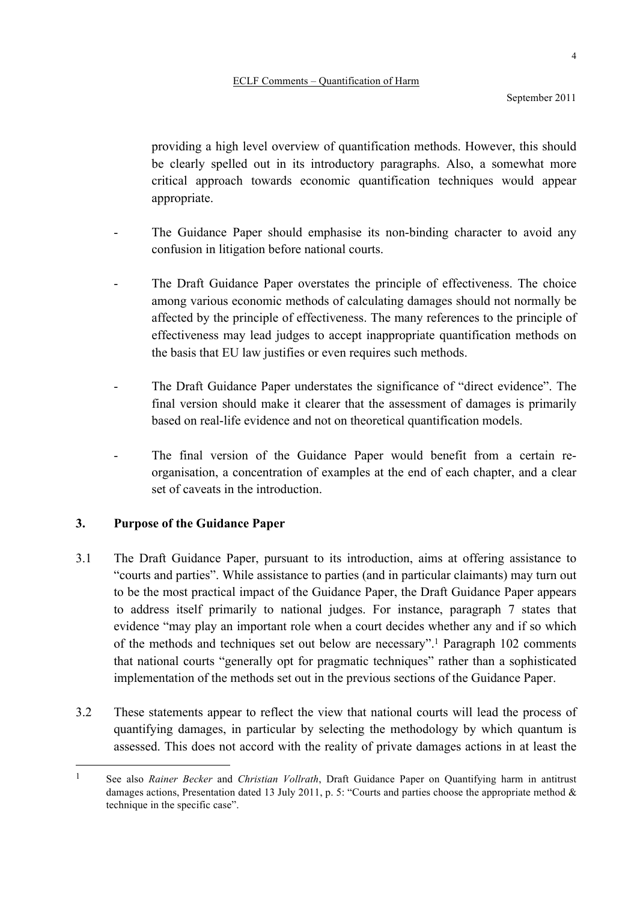providing a high level overview of quantification methods. However, this should be clearly spelled out in its introductory paragraphs. Also, a somewhat more critical approach towards economic quantification techniques would appear appropriate.

- The Guidance Paper should emphasise its non-binding character to avoid any confusion in litigation before national courts.

- The Draft Guidance Paper overstates the principle of effectiveness. The choice among various economic methods of calculating damages should not normally be affected by the principle of effectiveness. The many references to the principle of effectiveness may lead judges to accept inappropriate quantification methods on the basis that EU law justifies or even requires such methods.

- The Draft Guidance Paper understates the significance of "direct evidence". The final version should make it clearer that the assessment of damages is primarily based on real-life evidence and not on theoretical quantification models.

- The final version of the Guidance Paper would benefit from a certain re-organisation, a concentration of examples at the end of each chapter, and a clear set of caveats in the introduction.

## 3. Purpose of the Guidance Paper

3.1 The Draft Guidance Paper, pursuant to its introduction, aims at offering assistance to "courts and parties". While assistance to parties (and in particular claimants) may turn out to be the most practical impact of the Guidance Paper, the Draft Guidance Paper appears to address itself primarily to national judges. For instance, paragraph 7 states that evidence "may play an important role when a court decides whether any and if so which of the methods and techniques set out below are necessary".[1] Paragraph 102 comments that national courts "generally opt for pragmatic techniques" rather than a sophisticated implementation of the methods set out in the previous sections of the Guidance Paper.

3.2 These statements appear to reflect the view that national courts will lead the process of quantifying damages, in particular by selecting the methodology by which quantum is assessed. This does not accord with the reality of private damages actions in at least the

---

[1] See also *Rainer Becker* and *Christian Vollrath*, Draft Guidance Paper on Quantifying harm in antitrust damages actions, Presentation dated 13 July 2011, p. 5: "Courts and parties choose the appropriate method & technique in the specific case".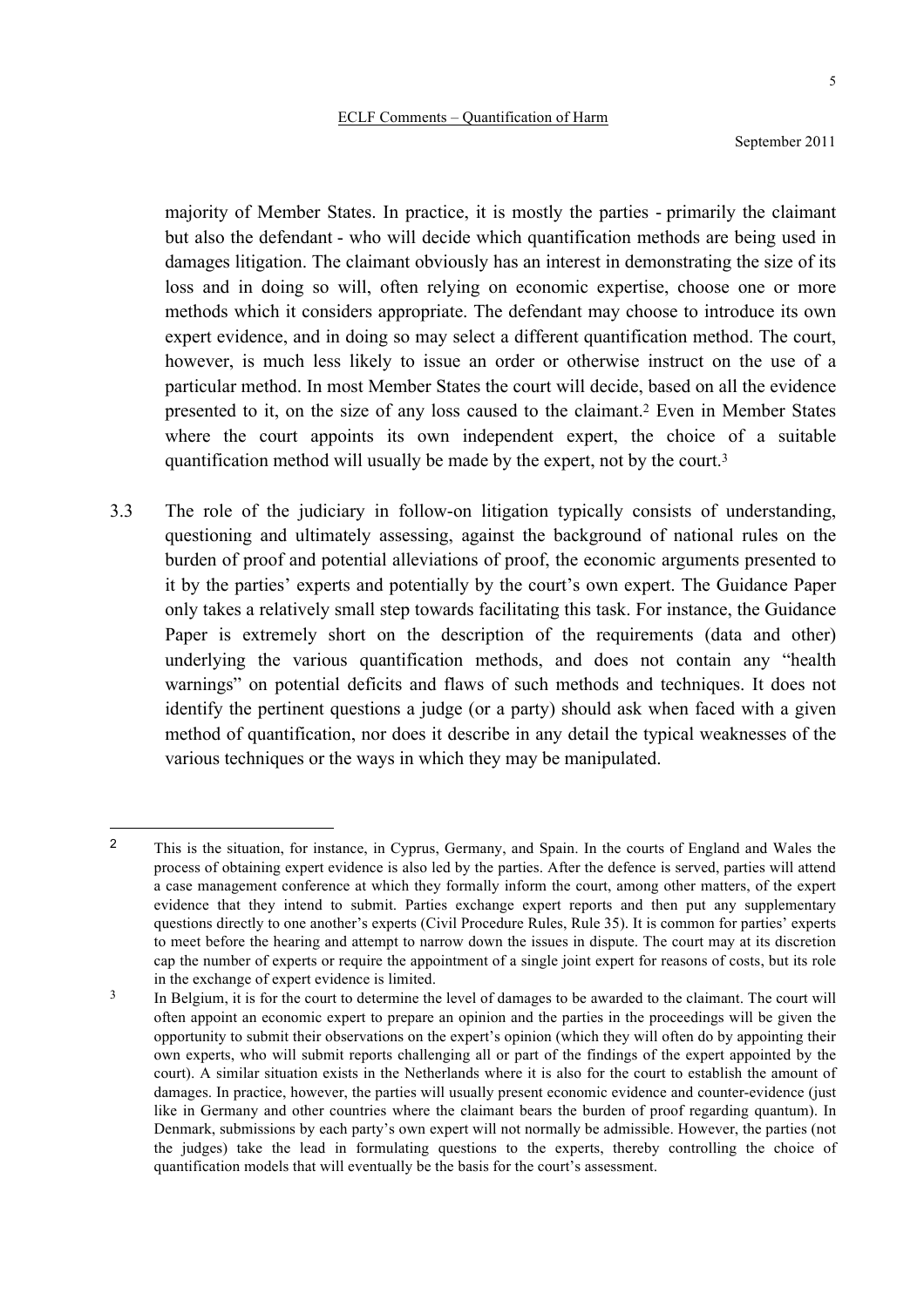majority of Member States. In practice, it is mostly the parties - primarily the claimant but also the defendant - who will decide which quantification methods are being used in damages litigation. The claimant obviously has an interest in demonstrating the size of its loss and in doing so will, often relying on economic expertise, choose one or more methods which it considers appropriate. The defendant may choose to introduce its own expert evidence, and in doing so may select a different quantification method. The court, however, is much less likely to issue an order or otherwise instruct on the use of a particular method. In most Member States the court will decide, based on all the evidence presented to it, on the size of any loss caused to the claimant.[2] Even in Member States where the court appoints its own independent expert, the choice of a suitable quantification method will usually be made by the expert, not by the court.[3]

3.3 The role of the judiciary in follow-on litigation typically consists of understanding, questioning and ultimately assessing, against the background of national rules on the burden of proof and potential alleviations of proof, the economic arguments presented to it by the parties' experts and potentially by the court's own expert. The Guidance Paper only takes a relatively small step towards facilitating this task. For instance, the Guidance Paper is extremely short on the description of the requirements (data and other) underlying the various quantification methods, and does not contain any "health warnings" on potential deficits and flaws of such methods and techniques. It does not identify the pertinent questions a judge (or a party) should ask when faced with a given method of quantification, nor does it describe in any detail the typical weaknesses of the various techniques or the ways in which they may be manipulated.

---

[2] This is the situation, for instance, in Cyprus, Germany, and Spain. In the courts of England and Wales the process of obtaining expert evidence is also led by the parties. After the defence is served, parties will attend a case management conference at which they formally inform the court, among other matters, of the expert evidence that they intend to submit. Parties exchange expert reports and then put any supplementary questions directly to one another's experts (Civil Procedure Rules, Rule 35). It is common for parties' experts to meet before the hearing and attempt to narrow down the issues in dispute. The court may at its discretion cap the number of experts or require the appointment of a single joint expert for reasons of costs, but its role in the exchange of expert evidence is limited.

[3] In Belgium, it is for the court to determine the level of damages to be awarded to the claimant. The court will often appoint an economic expert to prepare an opinion and the parties in the proceedings will be given the opportunity to submit their observations on the expert's opinion (which they will often do by appointing their own experts, who will submit reports challenging all or part of the findings of the expert appointed by the court). A similar situation exists in the Netherlands where it is also for the court to establish the amount of damages. In practice, however, the parties will usually present economic evidence and counter-evidence (just like in Germany and other countries where the claimant bears the burden of proof regarding quantum). In Denmark, submissions by each party's own expert will not normally be admissible. However, the parties (not the judges) take the lead in formulating questions to the experts, thereby controlling the choice of quantification models that will eventually be the basis for the court's assessment.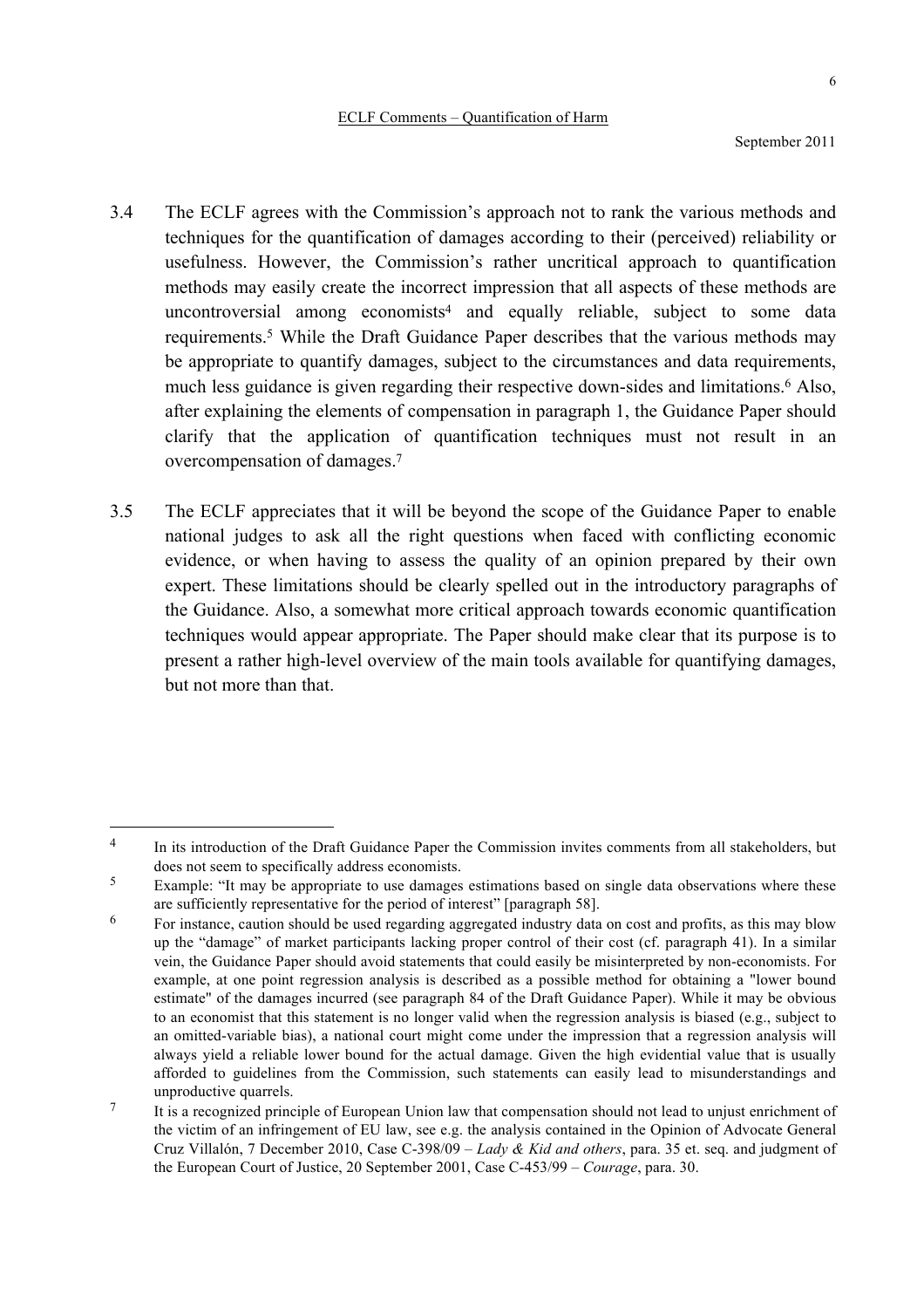3.4 The ECLF agrees with the Commission's approach not to rank the various methods and techniques for the quantification of damages according to their (perceived) reliability or usefulness. However, the Commission's rather uncritical approach to quantification methods may easily create the incorrect impression that all aspects of these methods are uncontroversial among economists[4] and equally reliable, subject to some data requirements.[5] While the Draft Guidance Paper describes that the various methods may be appropriate to quantify damages, subject to the circumstances and data requirements, much less guidance is given regarding their respective down-sides and limitations.[6] Also, after explaining the elements of compensation in paragraph 1, the Guidance Paper should clarify that the application of quantification techniques must not result in an overcompensation of damages.[7]

3.5 The ECLF appreciates that it will be beyond the scope of the Guidance Paper to enable national judges to ask all the right questions when faced with conflicting economic evidence, or when having to assess the quality of an opinion prepared by their own expert. These limitations should be clearly spelled out in the introductory paragraphs of the Guidance. Also, a somewhat more critical approach towards economic quantification techniques would appear appropriate. The Paper should make clear that its purpose is to present a rather high-level overview of the main tools available for quantifying damages, but not more than that.

---

[4] In its introduction of the Draft Guidance Paper the Commission invites comments from all stakeholders, but does not seem to specifically address economists.

[5] Example: "It may be appropriate to use damages estimations based on single data observations where these are sufficiently representative for the period of interest" [paragraph 58].

[6] For instance, caution should be used regarding aggregated industry data on cost and profits, as this may blow up the "damage" of market participants lacking proper control of their cost (cf. paragraph 41). In a similar vein, the Guidance Paper should avoid statements that could easily be misinterpreted by non-economists. For example, at one point regression analysis is described as a possible method for obtaining a "lower bound estimate" of the damages incurred (see paragraph 84 of the Draft Guidance Paper). While it may be obvious to an economist that this statement is no longer valid when the regression analysis is biased (e.g., subject to an omitted-variable bias), a national court might come under the impression that a regression analysis will always yield a reliable lower bound for the actual damage. Given the high evidential value that is usually afforded to guidelines from the Commission, such statements can easily lead to misunderstandings and unproductive quarrels.

[7] It is a recognized principle of European Union law that compensation should not lead to unjust enrichment of the victim of an infringement of EU law, see e.g. the analysis contained in the Opinion of Advocate General Cruz Villalón, 7 December 2010, Case C-398/09 – *Lady & Kid and others*, para. 35 et. seq. and judgment of the European Court of Justice, 20 September 2001, Case C-453/99 – *Courage*, para. 30.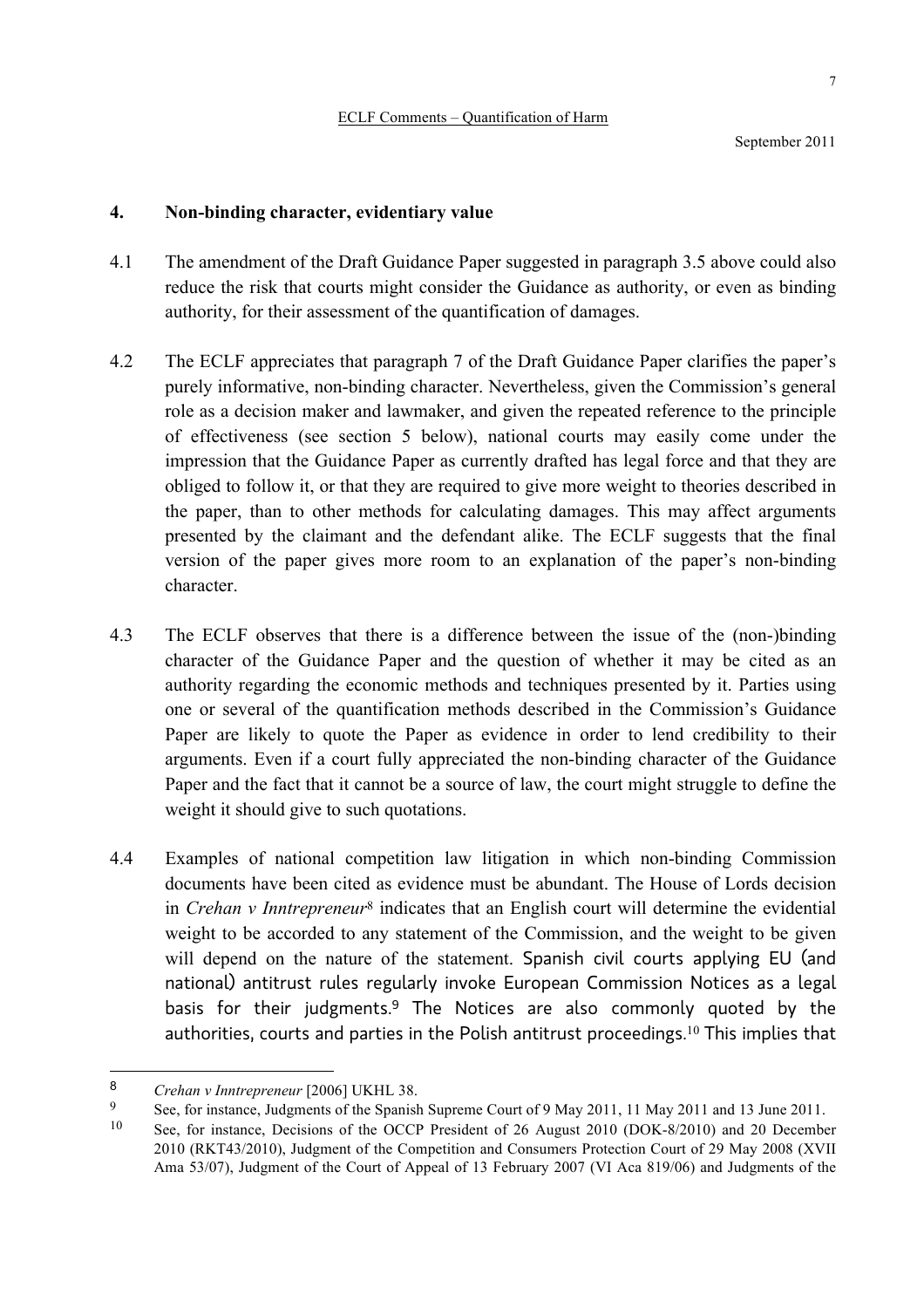## 4. Non-binding character, evidentiary value

4.1 The amendment of the Draft Guidance Paper suggested in paragraph 3.5 above could also reduce the risk that courts might consider the Guidance as authority, or even as binding authority, for their assessment of the quantification of damages.

4.2 The ECLF appreciates that paragraph 7 of the Draft Guidance Paper clarifies the paper's purely informative, non-binding character. Nevertheless, given the Commission's general role as a decision maker and lawmaker, and given the repeated reference to the principle of effectiveness (see section 5 below), national courts may easily come under the impression that the Guidance Paper as currently drafted has legal force and that they are obliged to follow it, or that they are required to give more weight to theories described in the paper, than to other methods for calculating damages. This may affect arguments presented by the claimant and the defendant alike. The ECLF suggests that the final version of the paper gives more room to an explanation of the paper's non-binding character.

4.3 The ECLF observes that there is a difference between the issue of the (non-)binding character of the Guidance Paper and the question of whether it may be cited as an authority regarding the economic methods and techniques presented by it. Parties using one or several of the quantification methods described in the Commission's Guidance Paper are likely to quote the Paper as evidence in order to lend credibility to their arguments. Even if a court fully appreciated the non-binding character of the Guidance Paper and the fact that it cannot be a source of law, the court might struggle to define the weight it should give to such quotations.

4.4 Examples of national competition law litigation in which non-binding Commission documents have been cited as evidence must be abundant. The House of Lords decision in *Crehan v Inntrepreneur*[8] indicates that an English court will determine the evidential weight to be accorded to any statement of the Commission, and the weight to be given will depend on the nature of the statement. Spanish civil courts applying EU (and national) antitrust rules regularly invoke European Commission Notices as a legal basis for their judgments.[9] The Notices are also commonly quoted by the authorities, courts and parties in the Polish antitrust proceedings.[10] This implies that

---

[8] *Crehan v Inntrepreneur* [2006] UKHL 38.

[9] See, for instance, Judgments of the Spanish Supreme Court of 9 May 2011, 11 May 2011 and 13 June 2011.

[10] See, for instance, Decisions of the OCCP President of 26 August 2010 (DOK-8/2010) and 20 December 2010 (RKT43/2010), Judgment of the Competition and Consumers Protection Court of 29 May 2008 (XVII Ama 53/07), Judgment of the Court of Appeal of 13 February 2007 (VI Aca 819/06) and Judgments of the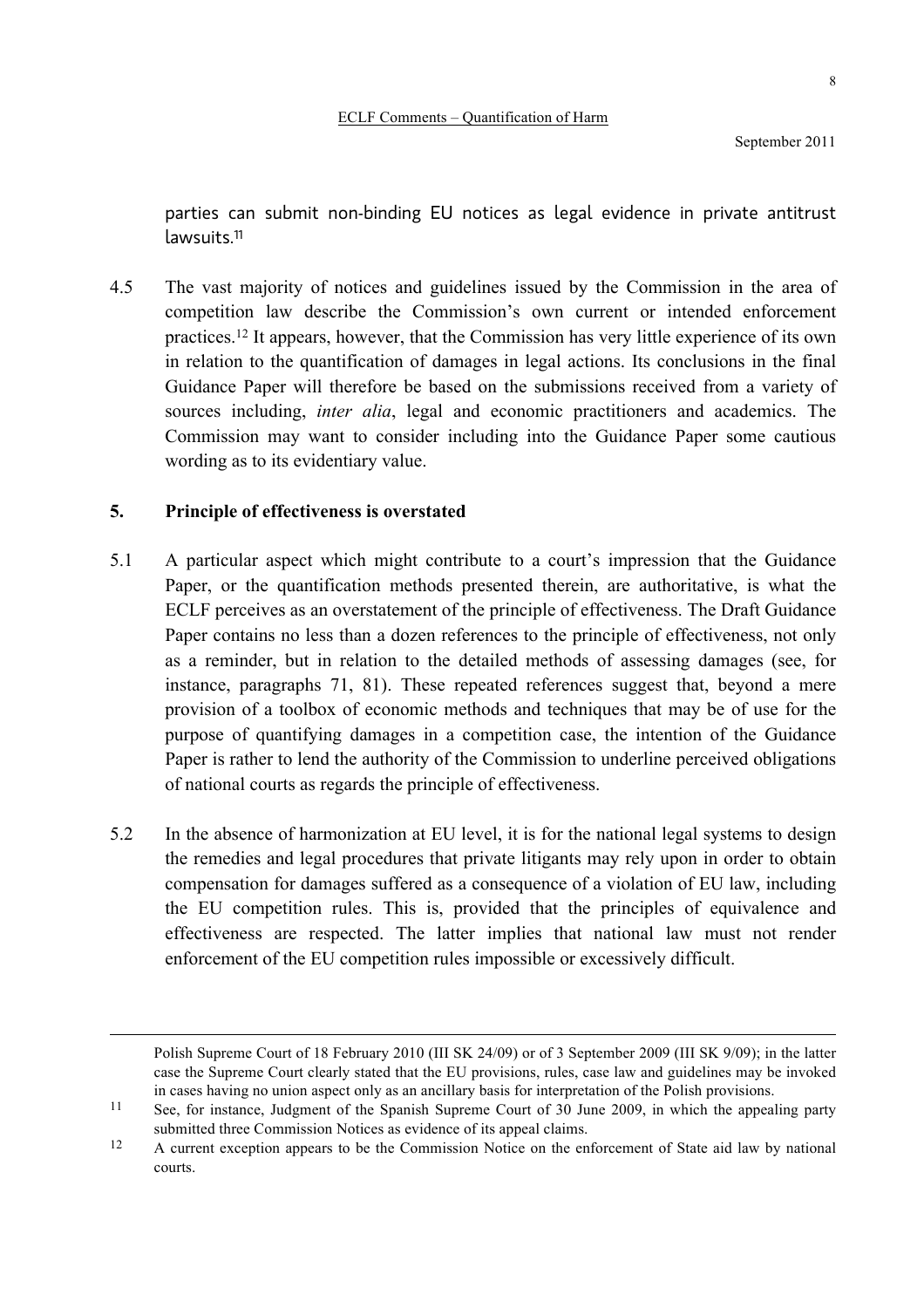parties can submit non-binding EU notices as legal evidence in private antitrust lawsuits.[11]

4.5 The vast majority of notices and guidelines issued by the Commission in the area of competition law describe the Commission's own current or intended enforcement practices.[12] It appears, however, that the Commission has very little experience of its own in relation to the quantification of damages in legal actions. Its conclusions in the final Guidance Paper will therefore be based on the submissions received from a variety of sources including, *inter alia*, legal and economic practitioners and academics. The Commission may want to consider including into the Guidance Paper some cautious wording as to its evidentiary value.

## 5. Principle of effectiveness is overstated

5.1 A particular aspect which might contribute to a court's impression that the Guidance Paper, or the quantification methods presented therein, are authoritative, is what the ECLF perceives as an overstatement of the principle of effectiveness. The Draft Guidance Paper contains no less than a dozen references to the principle of effectiveness, not only as a reminder, but in relation to the detailed methods of assessing damages (see, for instance, paragraphs 71, 81). These repeated references suggest that, beyond a mere provision of a toolbox of economic methods and techniques that may be of use for the purpose of quantifying damages in a competition case, the intention of the Guidance Paper is rather to lend the authority of the Commission to underline perceived obligations of national courts as regards the principle of effectiveness.

5.2 In the absence of harmonization at EU level, it is for the national legal systems to design the remedies and legal procedures that private litigants may rely upon in order to obtain compensation for damages suffered as a consequence of a violation of EU law, including the EU competition rules. This is, provided that the principles of equivalence and effectiveness are respected. The latter implies that national law must not render enforcement of the EU competition rules impossible or excessively difficult.

---

Polish Supreme Court of 18 February 2010 (III SK 24/09) or of 3 September 2009 (III SK 9/09); in the latter case the Supreme Court clearly stated that the EU provisions, rules, case law and guidelines may be invoked in cases having no union aspect only as an ancillary basis for interpretation of the Polish provisions.

[11] See, for instance, Judgment of the Spanish Supreme Court of 30 June 2009, in which the appealing party submitted three Commission Notices as evidence of its appeal claims.

[12] A current exception appears to be the Commission Notice on the enforcement of State aid law by national courts.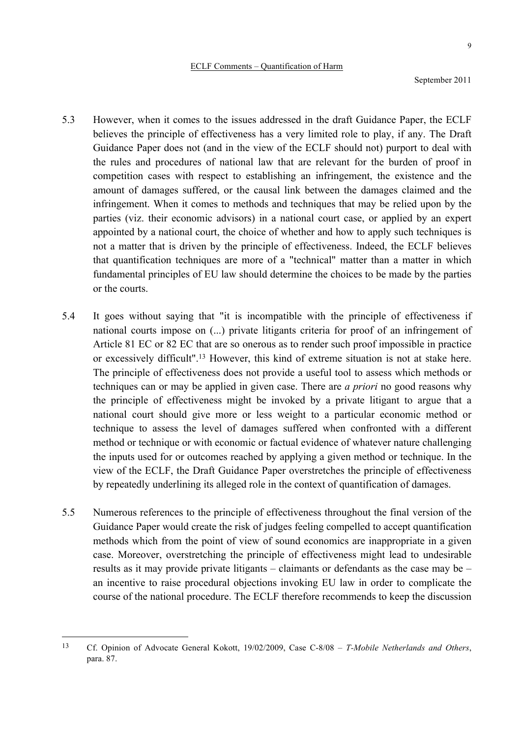5.3 However, when it comes to the issues addressed in the draft Guidance Paper, the ECLF believes the principle of effectiveness has a very limited role to play, if any. The Draft Guidance Paper does not (and in the view of the ECLF should not) purport to deal with the rules and procedures of national law that are relevant for the burden of proof in competition cases with respect to establishing an infringement, the existence and the amount of damages suffered, or the causal link between the damages claimed and the infringement. When it comes to methods and techniques that may be relied upon by the parties (viz. their economic advisors) in a national court case, or applied by an expert appointed by a national court, the choice of whether and how to apply such techniques is not a matter that is driven by the principle of effectiveness. Indeed, the ECLF believes that quantification techniques are more of a "technical" matter than a matter in which fundamental principles of EU law should determine the choices to be made by the parties or the courts.

5.4 It goes without saying that "it is incompatible with the principle of effectiveness if national courts impose on (...) private litigants criteria for proof of an infringement of Article 81 EC or 82 EC that are so onerous as to render such proof impossible in practice or excessively difficult".[13] However, this kind of extreme situation is not at stake here. The principle of effectiveness does not provide a useful tool to assess which methods or techniques can or may be applied in given case. There are *a priori* no good reasons why the principle of effectiveness might be invoked by a private litigant to argue that a national court should give more or less weight to a particular economic method or technique to assess the level of damages suffered when confronted with a different method or technique or with economic or factual evidence of whatever nature challenging the inputs used for or outcomes reached by applying a given method or technique. In the view of the ECLF, the Draft Guidance Paper overstretches the principle of effectiveness by repeatedly underlining its alleged role in the context of quantification of damages.

5.5 Numerous references to the principle of effectiveness throughout the final version of the Guidance Paper would create the risk of judges feeling compelled to accept quantification methods which from the point of view of sound economics are inappropriate in a given case. Moreover, overstretching the principle of effectiveness might lead to undesirable results as it may provide private litigants – claimants or defendants as the case may be – an incentive to raise procedural objections invoking EU law in order to complicate the course of the national procedure. The ECLF therefore recommends to keep the discussion

---

[13] Cf. Opinion of Advocate General Kokott, 19/02/2009, Case C-8/08 – *T-Mobile Netherlands and Others*, para. 87.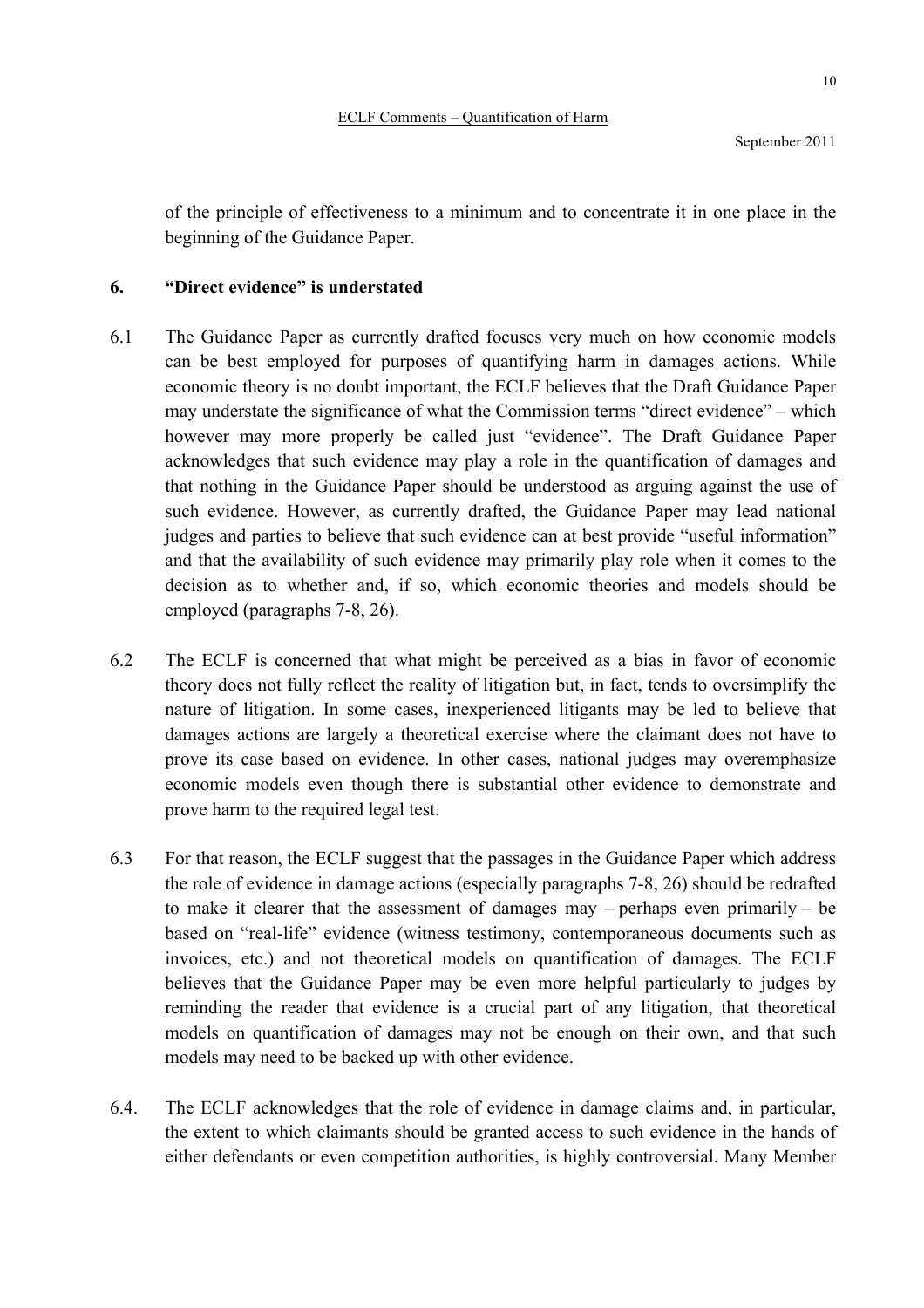of the principle of effectiveness to a minimum and to concentrate it in one place in the beginning of the Guidance Paper.

## 6. "Direct evidence" is understated

6.1 The Guidance Paper as currently drafted focuses very much on how economic models can be best employed for purposes of quantifying harm in damages actions. While economic theory is no doubt important, the ECLF believes that the Draft Guidance Paper may understate the significance of what the Commission terms "direct evidence" – which however may more properly be called just "evidence". The Draft Guidance Paper acknowledges that such evidence may play a role in the quantification of damages and that nothing in the Guidance Paper should be understood as arguing against the use of such evidence. However, as currently drafted, the Guidance Paper may lead national judges and parties to believe that such evidence can at best provide "useful information" and that the availability of such evidence may primarily play role when it comes to the decision as to whether and, if so, which economic theories and models should be employed (paragraphs 7-8, 26).

6.2 The ECLF is concerned that what might be perceived as a bias in favor of economic theory does not fully reflect the reality of litigation but, in fact, tends to oversimplify the nature of litigation. In some cases, inexperienced litigants may be led to believe that damages actions are largely a theoretical exercise where the claimant does not have to prove its case based on evidence. In other cases, national judges may overemphasize economic models even though there is substantial other evidence to demonstrate and prove harm to the required legal test.

6.3 For that reason, the ECLF suggest that the passages in the Guidance Paper which address the role of evidence in damage actions (especially paragraphs 7-8, 26) should be redrafted to make it clearer that the assessment of damages may – perhaps even primarily – be based on "real-life" evidence (witness testimony, contemporaneous documents such as invoices, etc.) and not theoretical models on quantification of damages. The ECLF believes that the Guidance Paper may be even more helpful particularly to judges by reminding the reader that evidence is a crucial part of any litigation, that theoretical models on quantification of damages may not be enough on their own, and that such models may need to be backed up with other evidence.

6.4. The ECLF acknowledges that the role of evidence in damage claims and, in particular, the extent to which claimants should be granted access to such evidence in the hands of either defendants or even competition authorities, is highly controversial. Many Member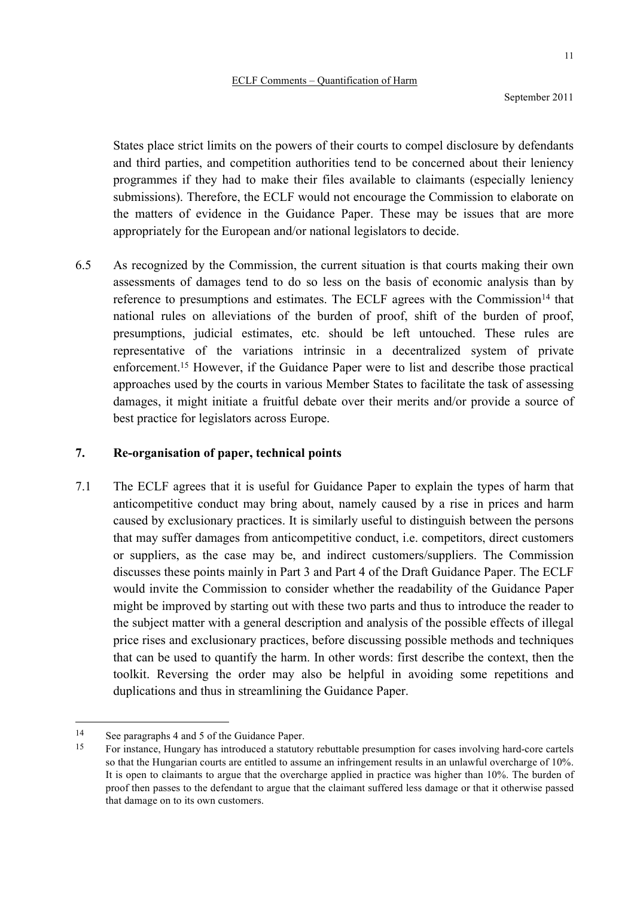States place strict limits on the powers of their courts to compel disclosure by defendants and third parties, and competition authorities tend to be concerned about their leniency programmes if they had to make their files available to claimants (especially leniency submissions). Therefore, the ECLF would not encourage the Commission to elaborate on the matters of evidence in the Guidance Paper. These may be issues that are more appropriately for the European and/or national legislators to decide.

6.5 As recognized by the Commission, the current situation is that courts making their own assessments of damages tend to do so less on the basis of economic analysis than by reference to presumptions and estimates. The ECLF agrees with the Commission[14] that national rules on alleviations of the burden of proof, shift of the burden of proof, presumptions, judicial estimates, etc. should be left untouched. These rules are representative of the variations intrinsic in a decentralized system of private enforcement.[15] However, if the Guidance Paper were to list and describe those practical approaches used by the courts in various Member States to facilitate the task of assessing damages, it might initiate a fruitful debate over their merits and/or provide a source of best practice for legislators across Europe.

## 7. Re-organisation of paper, technical points

7.1 The ECLF agrees that it is useful for Guidance Paper to explain the types of harm that anticompetitive conduct may bring about, namely caused by a rise in prices and harm caused by exclusionary practices. It is similarly useful to distinguish between the persons that may suffer damages from anticompetitive conduct, i.e. competitors, direct customers or suppliers, as the case may be, and indirect customers/suppliers. The Commission discusses these points mainly in Part 3 and Part 4 of the Draft Guidance Paper. The ECLF would invite the Commission to consider whether the readability of the Guidance Paper might be improved by starting out with these two parts and thus to introduce the reader to the subject matter with a general description and analysis of the possible effects of illegal price rises and exclusionary practices, before discussing possible methods and techniques that can be used to quantify the harm. In other words: first describe the context, then the toolkit. Reversing the order may also be helpful in avoiding some repetitions and duplications and thus in streamlining the Guidance Paper.

---

[14] See paragraphs 4 and 5 of the Guidance Paper.

[15] For instance, Hungary has introduced a statutory rebuttable presumption for cases involving hard-core cartels so that the Hungarian courts are entitled to assume an infringement results in an unlawful overcharge of 10%. It is open to claimants to argue that the overcharge applied in practice was higher than 10%. The burden of proof then passes to the defendant to argue that the claimant suffered less damage or that it otherwise passed that damage on to its own customers.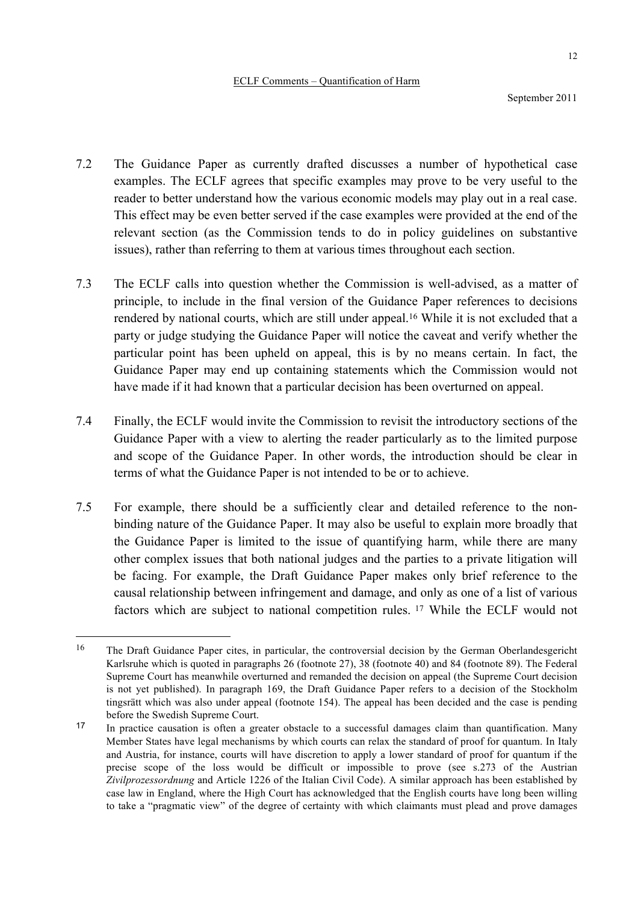7.2 The Guidance Paper as currently drafted discusses a number of hypothetical case examples. The ECLF agrees that specific examples may prove to be very useful to the reader to better understand how the various economic models may play out in a real case. This effect may be even better served if the case examples were provided at the end of the relevant section (as the Commission tends to do in policy guidelines on substantive issues), rather than referring to them at various times throughout each section.

7.3 The ECLF calls into question whether the Commission is well-advised, as a matter of principle, to include in the final version of the Guidance Paper references to decisions rendered by national courts, which are still under appeal.[16] While it is not excluded that a party or judge studying the Guidance Paper will notice the caveat and verify whether the particular point has been upheld on appeal, this is by no means certain. In fact, the Guidance Paper may end up containing statements which the Commission would not have made if it had known that a particular decision has been overturned on appeal.

7.4 Finally, the ECLF would invite the Commission to revisit the introductory sections of the Guidance Paper with a view to alerting the reader particularly as to the limited purpose and scope of the Guidance Paper. In other words, the introduction should be clear in terms of what the Guidance Paper is not intended to be or to achieve.

7.5 For example, there should be a sufficiently clear and detailed reference to the non-binding nature of the Guidance Paper. It may also be useful to explain more broadly that the Guidance Paper is limited to the issue of quantifying harm, while there are many other complex issues that both national judges and the parties to a private litigation will be facing. For example, the Draft Guidance Paper makes only brief reference to the causal relationship between infringement and damage, and only as one of a list of various factors which are subject to national competition rules.[17] While the ECLF would not

---

[16] The Draft Guidance Paper cites, in particular, the controversial decision by the German Oberlandesgericht Karlsruhe which is quoted in paragraphs 26 (footnote 27), 38 (footnote 40) and 84 (footnote 89). The Federal Supreme Court has meanwhile overturned and remanded the decision on appeal (the Supreme Court decision is not yet published). In paragraph 169, the Draft Guidance Paper refers to a decision of the Stockholm tingsrätt which was also under appeal (footnote 154). The appeal has been decided and the case is pending before the Swedish Supreme Court.

[17] In practice causation is often a greater obstacle to a successful damages claim than quantification. Many Member States have legal mechanisms by which courts can relax the standard of proof for quantum. In Italy and Austria, for instance, courts will have discretion to apply a lower standard of proof for quantum if the precise scope of the loss would be difficult or impossible to prove (see s.273 of the Austrian *Zivilprozessordnung* and Article 1226 of the Italian Civil Code). A similar approach has been established by case law in England, where the High Court has acknowledged that the English courts have long been willing to take a "pragmatic view" of the degree of certainty with which claimants must plead and prove damages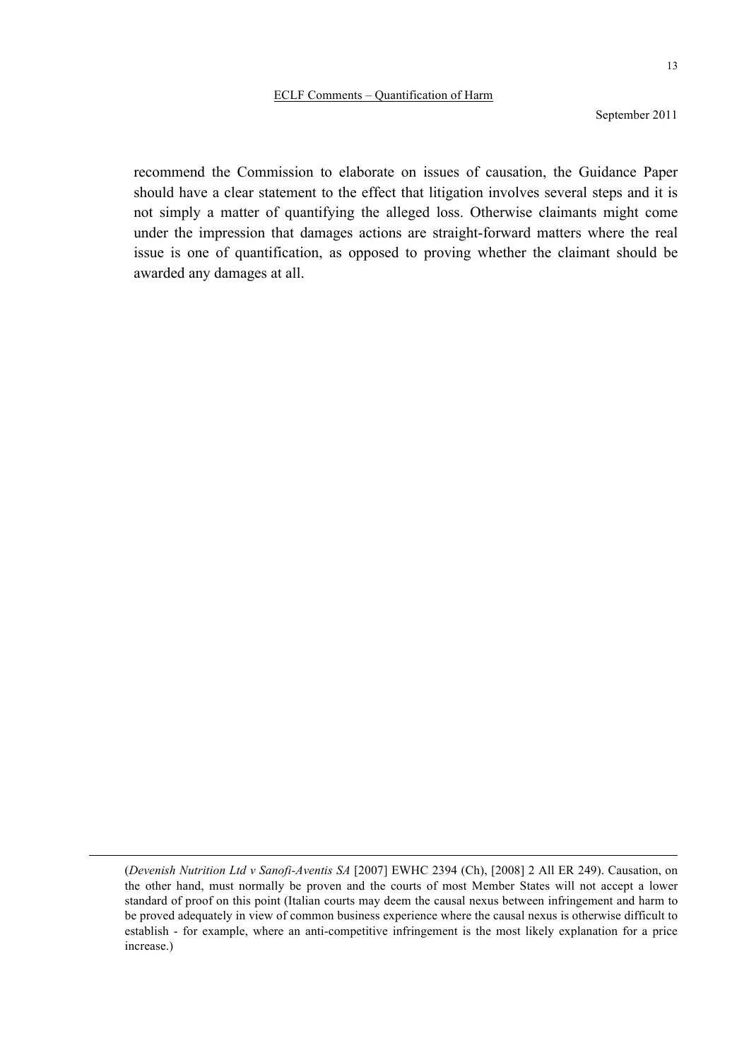recommend the Commission to elaborate on issues of causation, the Guidance Paper should have a clear statement to the effect that litigation involves several steps and it is not simply a matter of quantifying the alleged loss. Otherwise claimants might come under the impression that damages actions are straight-forward matters where the real issue is one of quantification, as opposed to proving whether the claimant should be awarded any damages at all.

---

(*Devenish Nutrition Ltd v Sanofi-Aventis SA* [2007] EWHC 2394 (Ch), [2008] 2 All ER 249). Causation, on the other hand, must normally be proven and the courts of most Member States will not accept a lower standard of proof on this point (Italian courts may deem the causal nexus between infringement and harm to be proved adequately in view of common business experience where the causal nexus is otherwise difficult to establish - for example, where an anti-competitive infringement is the most likely explanation for a price increase.)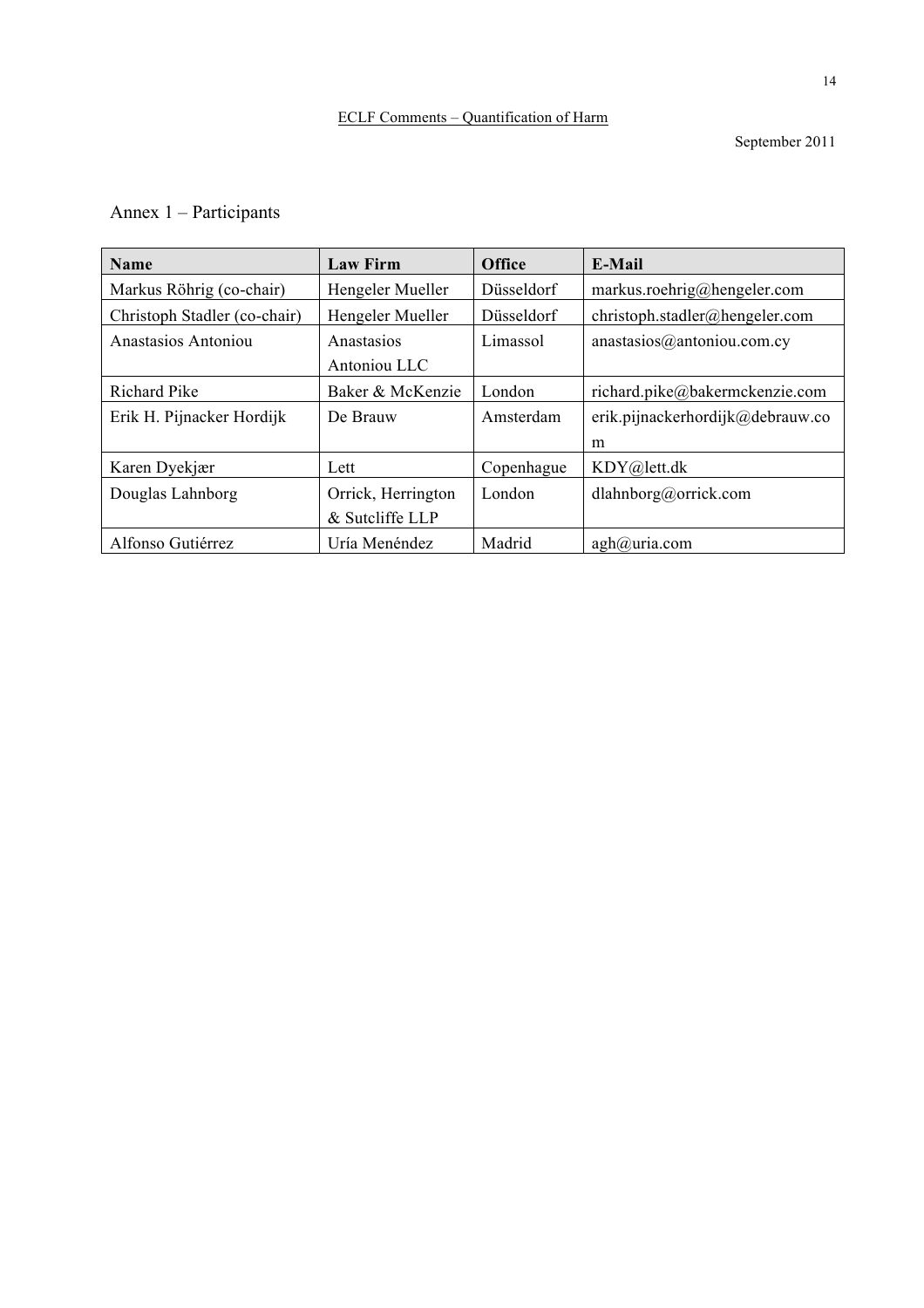## Annex 1 – Participants

| Name | Law Firm | Office | E-Mail |
|---|---|---|---|
| Markus Röhrig (co-chair) | Hengeler Mueller | Düsseldorf | markus.roehrig@hengeler.com |
| Christoph Stadler (co-chair) | Hengeler Mueller | Düsseldorf | christoph.stadler@hengeler.com |
| Anastasios Antoniou | Anastasios Antoniou LLC | Limassol | anastasios@antoniou.com.cy |
| Richard Pike | Baker & McKenzie | London | richard.pike@bakermckenzie.com |
| Erik H. Pijnacker Hordijk | De Brauw | Amsterdam | erik.pijnackerhordijk@debrauw.com |
| Karen Dyekjær | Lett | Copenhague | KDY@lett.dk |
| Douglas Lahnborg | Orrick, Herrington & Sutcliffe LLP | London | dlahnborg@orrick.com |
| Alfonso Gutiérrez | Uría Menéndez | Madrid | agh@uria.com |